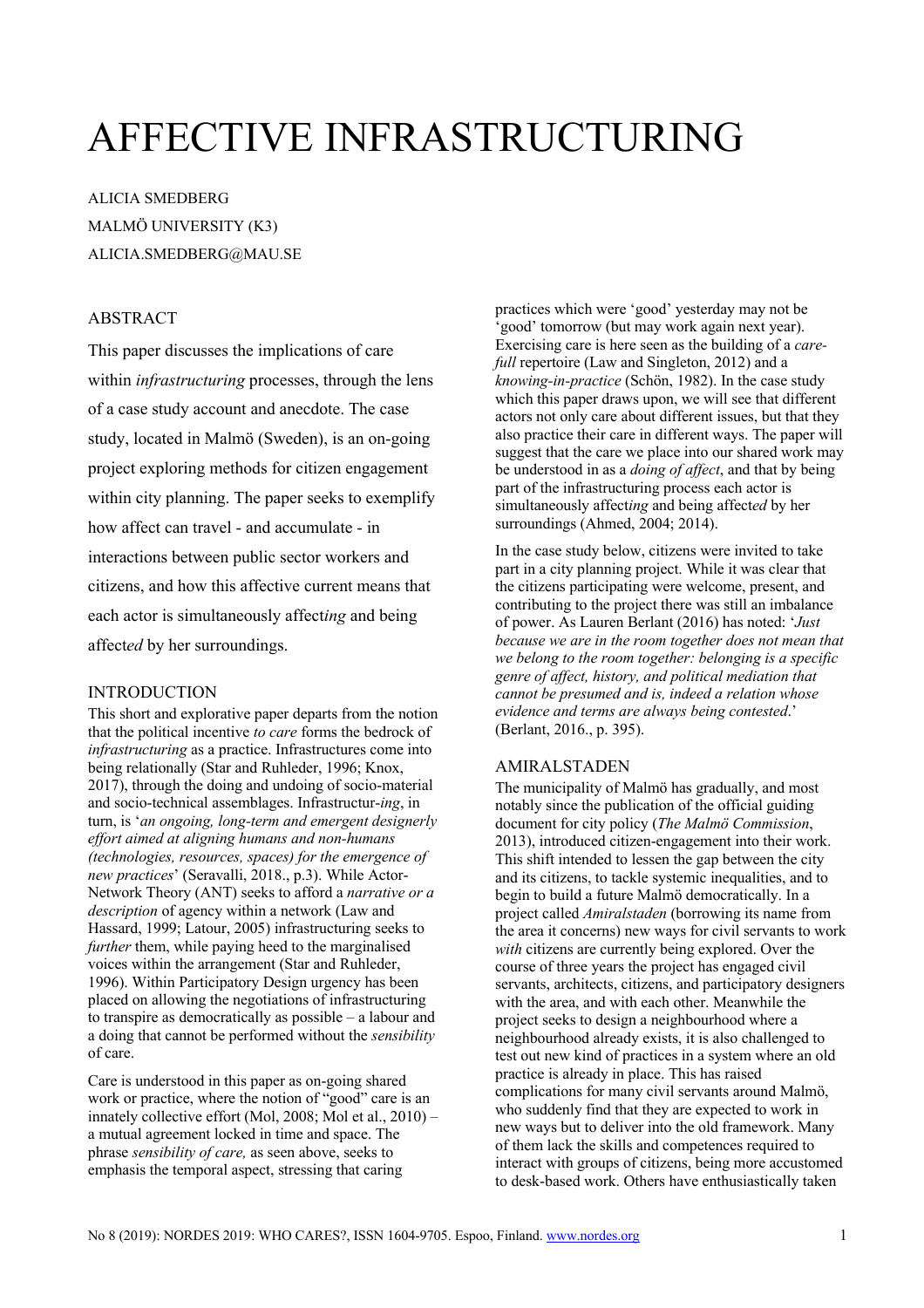# AFFECTIVE INFRASTRUCTURING

ALICIA SMEDBERG
MALMÖ UNIVERSITY (K3)
ALICIA.SMEDBERG@MAU.SE

## ABSTRACT

This paper discusses the implications of care within *infrastructuring* processes, through the lens of a case study account and anecdote. The case study, located in Malmö (Sweden), is an on-going project exploring methods for citizen engagement within city planning. The paper seeks to exemplify how affect can travel - and accumulate - in interactions between public sector workers and citizens, and how this affective current means that each actor is simultaneously affect*ing* and being affect*ed* by her surroundings.

## INTRODUCTION

This short and explorative paper departs from the notion that the political incentive *to care* forms the bedrock of *infrastructuring* as a practice. Infrastructures come into being relationally (Star and Ruhleder, 1996; Knox, 2017), through the doing and undoing of socio-material and socio-technical assemblages. Infrastructur-*ing*, in turn, is '*an ongoing, long-term and emergent designerly effort aimed at aligning humans and non-humans (technologies, resources, spaces) for the emergence of new practices*' (Seravalli, 2018., p.3). While Actor-Network Theory (ANT) seeks to afford a *narrative or a description* of agency within a network (Law and Hassard, 1999; Latour, 2005) infrastructuring seeks to *further* them, while paying heed to the marginalised voices within the arrangement (Star and Ruhleder, 1996). Within Participatory Design urgency has been placed on allowing the negotiations of infrastructuring to transpire as democratically as possible – a labour and a doing that cannot be performed without the *sensibility* of care.

Care is understood in this paper as on-going shared work or practice, where the notion of "good" care is an innately collective effort (Mol, 2008; Mol et al., 2010) – a mutual agreement locked in time and space. The phrase *sensibility of care,* as seen above, seeks to emphasis the temporal aspect, stressing that caring practices which were 'good' yesterday may not be 'good' tomorrow (but may work again next year). Exercising care is here seen as the building of a *care-full* repertoire (Law and Singleton, 2012) and a *knowing-in-practice* (Schön, 1982). In the case study which this paper draws upon, we will see that different actors not only care about different issues, but that they also practice their care in different ways. The paper will suggest that the care we place into our shared work may be understood in as a *doing of affect*, and that by being part of the infrastructuring process each actor is simultaneously affect*ing* and being affect*ed* by her surroundings (Ahmed, 2004; 2014).

In the case study below, citizens were invited to take part in a city planning project. While it was clear that the citizens participating were welcome, present, and contributing to the project there was still an imbalance of power. As Lauren Berlant (2016) has noted: '*Just because we are in the room together does not mean that we belong to the room together: belonging is a specific genre of affect, history, and political mediation that cannot be presumed and is, indeed a relation whose evidence and terms are always being contested*.' (Berlant, 2016., p. 395).

## AMIRALSTADEN

The municipality of Malmö has gradually, and most notably since the publication of the official guiding document for city policy (*The Malmö Commission*, 2013), introduced citizen-engagement into their work. This shift intended to lessen the gap between the city and its citizens, to tackle systemic inequalities, and to begin to build a future Malmö democratically. In a project called *Amiralstaden* (borrowing its name from the area it concerns) new ways for civil servants to work *with* citizens are currently being explored. Over the course of three years the project has engaged civil servants, architects, citizens, and participatory designers with the area, and with each other. Meanwhile the project seeks to design a neighbourhood where a neighbourhood already exists, it is also challenged to test out new kind of practices in a system where an old practice is already in place. This has raised complications for many civil servants around Malmö, who suddenly find that they are expected to work in new ways but to deliver into the old framework. Many of them lack the skills and competences required to interact with groups of citizens, being more accustomed to desk-based work. Others have enthusiastically taken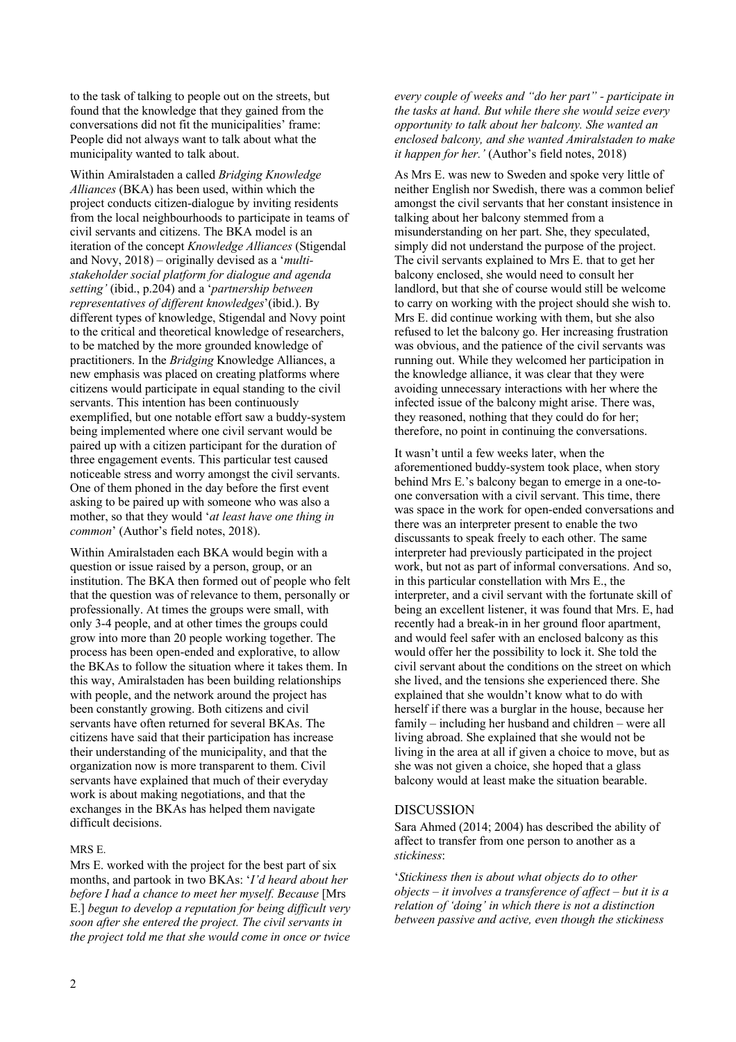to the task of talking to people out on the streets, but found that the knowledge that they gained from the conversations did not fit the municipalities' frame: People did not always want to talk about what the municipality wanted to talk about.

Within Amiralstaden a called *Bridging Knowledge Alliances* (BKA) has been used, within which the project conducts citizen-dialogue by inviting residents from the local neighbourhoods to participate in teams of civil servants and citizens. The BKA model is an iteration of the concept *Knowledge Alliances* (Stigendal and Novy, 2018) – originally devised as a '*multi-stakeholder social platform for dialogue and agenda setting'* (ibid., p.204) and a '*partnership between representatives of different knowledges*'(ibid.). By different types of knowledge, Stigendal and Novy point to the critical and theoretical knowledge of researchers, to be matched by the more grounded knowledge of practitioners. In the *Bridging* Knowledge Alliances, a new emphasis was placed on creating platforms where citizens would participate in equal standing to the civil servants. This intention has been continuously exemplified, but one notable effort saw a buddy-system being implemented where one civil servant would be paired up with a citizen participant for the duration of three engagement events. This particular test caused noticeable stress and worry amongst the civil servants. One of them phoned in the day before the first event asking to be paired up with someone who was also a mother, so that they would '*at least have one thing in common*' (Author's field notes, 2018).

Within Amiralstaden each BKA would begin with a question or issue raised by a person, group, or an institution. The BKA then formed out of people who felt that the question was of relevance to them, personally or professionally. At times the groups were small, with only 3-4 people, and at other times the groups could grow into more than 20 people working together. The process has been open-ended and explorative, to allow the BKAs to follow the situation where it takes them. In this way, Amiralstaden has been building relationships with people, and the network around the project has been constantly growing. Both citizens and civil servants have often returned for several BKAs. The citizens have said that their participation has increase their understanding of the municipality, and that the organization now is more transparent to them. Civil servants have explained that much of their everyday work is about making negotiations, and that the exchanges in the BKAs has helped them navigate difficult decisions.

### MRS E.

Mrs E. worked with the project for the best part of six months, and partook in two BKAs: '*I'd heard about her before I had a chance to meet her myself. Because* [Mrs E.] *begun to develop a reputation for being difficult very soon after she entered the project. The civil servants in the project told me that she would come in once or twice every couple of weeks and "do her part" - participate in the tasks at hand. But while there she would seize every opportunity to talk about her balcony. She wanted an enclosed balcony, and she wanted Amiralstaden to make it happen for her.'* (Author's field notes, 2018)

As Mrs E. was new to Sweden and spoke very little of neither English nor Swedish, there was a common belief amongst the civil servants that her constant insistence in talking about her balcony stemmed from a misunderstanding on her part. She, they speculated, simply did not understand the purpose of the project. The civil servants explained to Mrs E. that to get her balcony enclosed, she would need to consult her landlord, but that she of course would still be welcome to carry on working with the project should she wish to. Mrs E. did continue working with them, but she also refused to let the balcony go. Her increasing frustration was obvious, and the patience of the civil servants was running out. While they welcomed her participation in the knowledge alliance, it was clear that they were avoiding unnecessary interactions with her where the infected issue of the balcony might arise. There was, they reasoned, nothing that they could do for her; therefore, no point in continuing the conversations.

It wasn't until a few weeks later, when the aforementioned buddy-system took place, when story behind Mrs E.'s balcony began to emerge in a one-to-one conversation with a civil servant. This time, there was space in the work for open-ended conversations and there was an interpreter present to enable the two discussants to speak freely to each other. The same interpreter had previously participated in the project work, but not as part of informal conversations. And so, in this particular constellation with Mrs E., the interpreter, and a civil servant with the fortunate skill of being an excellent listener, it was found that Mrs. E, had recently had a break-in in her ground floor apartment, and would feel safer with an enclosed balcony as this would offer her the possibility to lock it. She told the civil servant about the conditions on the street on which she lived, and the tensions she experienced there. She explained that she wouldn't know what to do with herself if there was a burglar in the house, because her family – including her husband and children – were all living abroad. She explained that she would not be living in the area at all if given a choice to move, but as she was not given a choice, she hoped that a glass balcony would at least make the situation bearable.

## DISCUSSION

Sara Ahmed (2014; 2004) has described the ability of affect to transfer from one person to another as a *stickiness*:

'*Stickiness then is about what objects do to other objects – it involves a transference of affect – but it is a relation of 'doing' in which there is not a distinction between passive and active, even though the stickiness*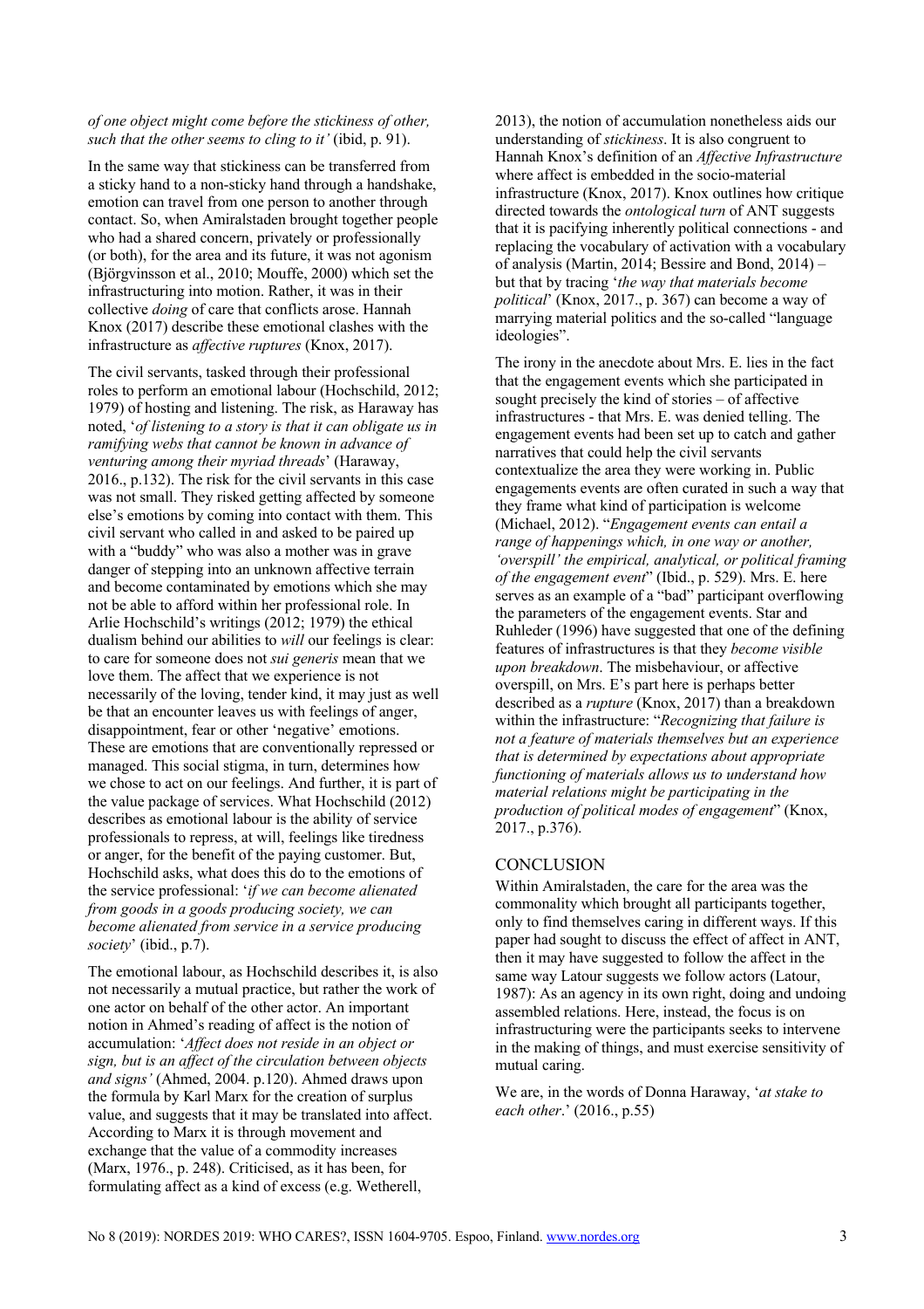*of one object might come before the stickiness of other, such that the other seems to cling to it'* (ibid, p. 91).

In the same way that stickiness can be transferred from a sticky hand to a non-sticky hand through a handshake, emotion can travel from one person to another through contact. So, when Amiralstaden brought together people who had a shared concern, privately or professionally (or both), for the area and its future, it was not agonism (Björgvinsson et al., 2010; Mouffe, 2000) which set the infrastructuring into motion. Rather, it was in their collective *doing* of care that conflicts arose. Hannah Knox (2017) describe these emotional clashes with the infrastructure as *affective ruptures* (Knox, 2017).

The civil servants, tasked through their professional roles to perform an emotional labour (Hochschild, 2012; 1979) of hosting and listening. The risk, as Haraway has noted, '*of listening to a story is that it can obligate us in ramifying webs that cannot be known in advance of venturing among their myriad threads*' (Haraway, 2016., p.132). The risk for the civil servants in this case was not small. They risked getting affected by someone else's emotions by coming into contact with them. This civil servant who called in and asked to be paired up with a "buddy" who was also a mother was in grave danger of stepping into an unknown affective terrain and become contaminated by emotions which she may not be able to afford within her professional role. In Arlie Hochschild's writings (2012; 1979) the ethical dualism behind our abilities to *will* our feelings is clear: to care for someone does not *sui generis* mean that we love them. The affect that we experience is not necessarily of the loving, tender kind, it may just as well be that an encounter leaves us with feelings of anger, disappointment, fear or other 'negative' emotions. These are emotions that are conventionally repressed or managed. This social stigma, in turn, determines how we chose to act on our feelings. And further, it is part of the value package of services. What Hochschild (2012) describes as emotional labour is the ability of service professionals to repress, at will, feelings like tiredness or anger, for the benefit of the paying customer. But, Hochschild asks, what does this do to the emotions of the service professional: '*if we can become alienated from goods in a goods producing society, we can become alienated from service in a service producing society*' (ibid., p.7).

The emotional labour, as Hochschild describes it, is also not necessarily a mutual practice, but rather the work of one actor on behalf of the other actor. An important notion in Ahmed's reading of affect is the notion of accumulation: '*Affect does not reside in an object or sign, but is an affect of the circulation between objects and signs'* (Ahmed, 2004. p.120). Ahmed draws upon the formula by Karl Marx for the creation of surplus value, and suggests that it may be translated into affect. According to Marx it is through movement and exchange that the value of a commodity increases (Marx, 1976., p. 248). Criticised, as it has been, for formulating affect as a kind of excess (e.g. Wetherell, 2013), the notion of accumulation nonetheless aids our understanding of *stickiness*. It is also congruent to Hannah Knox's definition of an *Affective Infrastructure* where affect is embedded in the socio-material infrastructure (Knox, 2017). Knox outlines how critique directed towards the *ontological turn* of ANT suggests that it is pacifying inherently political connections - and replacing the vocabulary of activation with a vocabulary of analysis (Martin, 2014; Bessire and Bond, 2014) – but that by tracing '*the way that materials become political*' (Knox, 2017., p. 367) can become a way of marrying material politics and the so-called "language ideologies".

The irony in the anecdote about Mrs. E. lies in the fact that the engagement events which she participated in sought precisely the kind of stories – of affective infrastructures - that Mrs. E. was denied telling. The engagement events had been set up to catch and gather narratives that could help the civil servants contextualize the area they were working in. Public engagements events are often curated in such a way that they frame what kind of participation is welcome (Michael, 2012). "*Engagement events can entail a range of happenings which, in one way or another, 'overspill' the empirical, analytical, or political framing of the engagement event*" (Ibid., p. 529). Mrs. E. here serves as an example of a "bad" participant overflowing the parameters of the engagement events. Star and Ruhleder (1996) have suggested that one of the defining features of infrastructures is that they *become visible upon breakdown*. The misbehaviour, or affective overspill, on Mrs. E's part here is perhaps better described as a *rupture* (Knox, 2017) than a breakdown within the infrastructure: "*Recognizing that failure is not a feature of materials themselves but an experience that is determined by expectations about appropriate functioning of materials allows us to understand how material relations might be participating in the production of political modes of engagement*" (Knox, 2017., p.376).

## CONCLUSION

Within Amiralstaden, the care for the area was the commonality which brought all participants together, only to find themselves caring in different ways. If this paper had sought to discuss the effect of affect in ANT, then it may have suggested to follow the affect in the same way Latour suggests we follow actors (Latour, 1987): As an agency in its own right, doing and undoing assembled relations. Here, instead, the focus is on infrastructuring were the participants seeks to intervene in the making of things, and must exercise sensitivity of mutual caring.

We are, in the words of Donna Haraway, '*at stake to each other*.' (2016., p.55)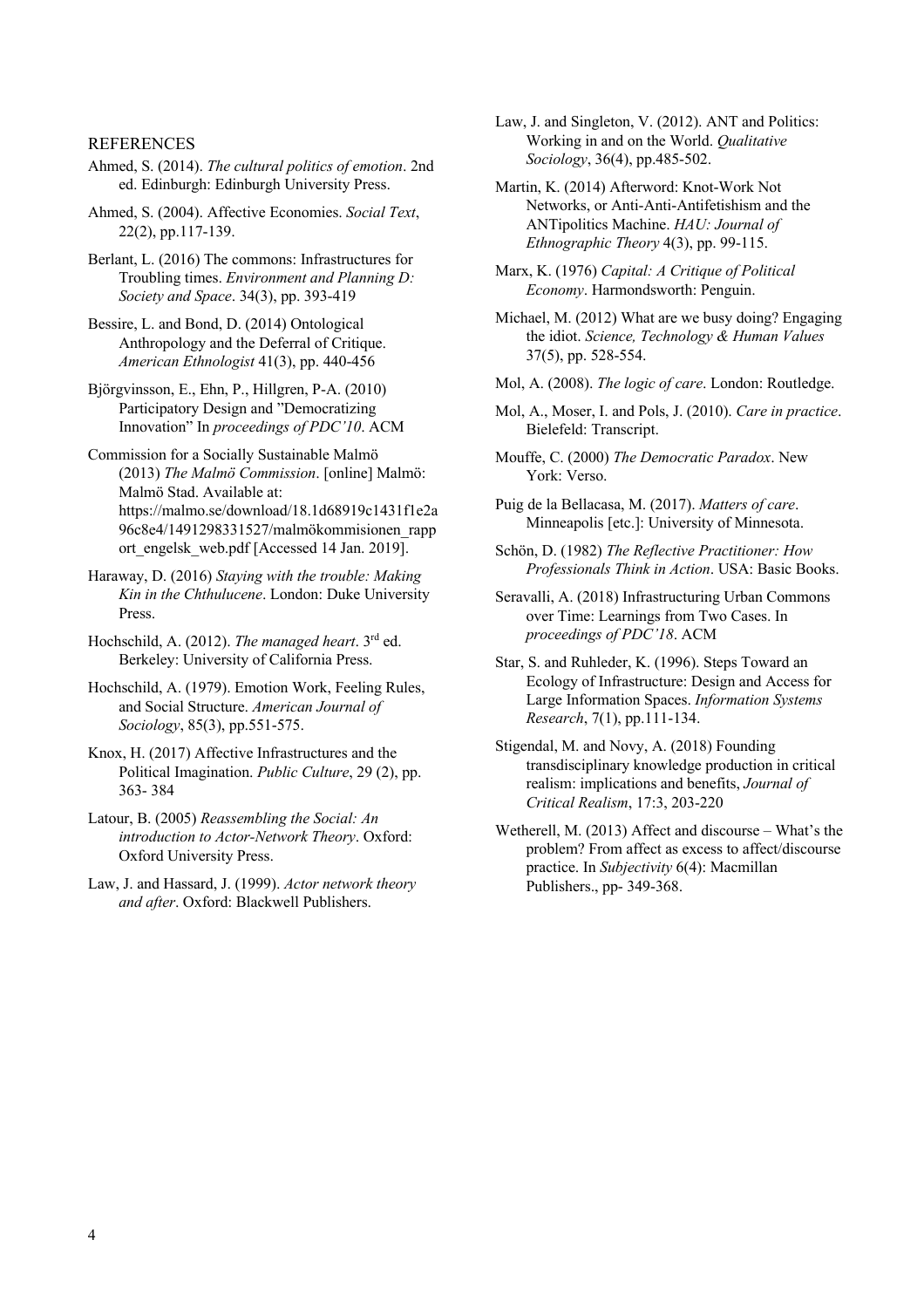## REFERENCES

Ahmed, S. (2014). *The cultural politics of emotion*. 2nd ed. Edinburgh: Edinburgh University Press.

Ahmed, S. (2004). Affective Economies. *Social Text*, 22(2), pp.117-139.

Berlant, L. (2016) The commons: Infrastructures for Troubling times. *Environment and Planning D: Society and Space*. 34(3), pp. 393-419

Bessire, L. and Bond, D. (2014) Ontological Anthropology and the Deferral of Critique. *American Ethnologist* 41(3), pp. 440-456

Björgvinsson, E., Ehn, P., Hillgren, P-A. (2010) Participatory Design and "Democratizing Innovation" In *proceedings of PDC'10*. ACM

Commission for a Socially Sustainable Malmö (2013) *The Malmö Commission*. [online] Malmö: Malmö Stad. Available at: https://malmo.se/download/18.1d68919c1431f1e2a96c8e4/1491298331527/malmökommisionen_rapport_engelsk_web.pdf [Accessed 14 Jan. 2019].

Haraway, D. (2016) *Staying with the trouble: Making Kin in the Chthulucene*. London: Duke University Press.

Hochschild, A. (2012). *The managed heart*. 3rd ed. Berkeley: University of California Press.

Hochschild, A. (1979). Emotion Work, Feeling Rules, and Social Structure. *American Journal of Sociology*, 85(3), pp.551-575.

Knox, H. (2017) Affective Infrastructures and the Political Imagination. *Public Culture*, 29 (2), pp. 363- 384

Latour, B. (2005) *Reassembling the Social: An introduction to Actor-Network Theory*. Oxford: Oxford University Press.

Law, J. and Hassard, J. (1999). *Actor network theory and after*. Oxford: Blackwell Publishers.

Law, J. and Singleton, V. (2012). ANT and Politics: Working in and on the World. *Qualitative Sociology*, 36(4), pp.485-502.

Martin, K. (2014) Afterword: Knot-Work Not Networks, or Anti-Anti-Antifetishism and the ANTipolitics Machine. *HAU: Journal of Ethnographic Theory* 4(3), pp. 99-115.

Marx, K. (1976) *Capital: A Critique of Political Economy*. Harmondsworth: Penguin.

Michael, M. (2012) What are we busy doing? Engaging the idiot. *Science, Technology & Human Values* 37(5), pp. 528-554.

Mol, A. (2008). *The logic of care*. London: Routledge.

Mol, A., Moser, I. and Pols, J. (2010). *Care in practice*. Bielefeld: Transcript.

Mouffe, C. (2000) *The Democratic Paradox*. New York: Verso.

Puig de la Bellacasa, M. (2017). *Matters of care*. Minneapolis [etc.]: University of Minnesota.

Schön, D. (1982) *The Reflective Practitioner: How Professionals Think in Action*. USA: Basic Books.

Seravalli, A. (2018) Infrastructuring Urban Commons over Time: Learnings from Two Cases. In *proceedings of PDC'18*. ACM

Star, S. and Ruhleder, K. (1996). Steps Toward an Ecology of Infrastructure: Design and Access for Large Information Spaces. *Information Systems Research*, 7(1), pp.111-134.

Stigendal, M. and Novy, A. (2018) Founding transdisciplinary knowledge production in critical realism: implications and benefits, *Journal of Critical Realism*, 17:3, 203-220

Wetherell, M. (2013) Affect and discourse – What's the problem? From affect as excess to affect/discourse practice. In *Subjectivity* 6(4): Macmillan Publishers., pp- 349-368.